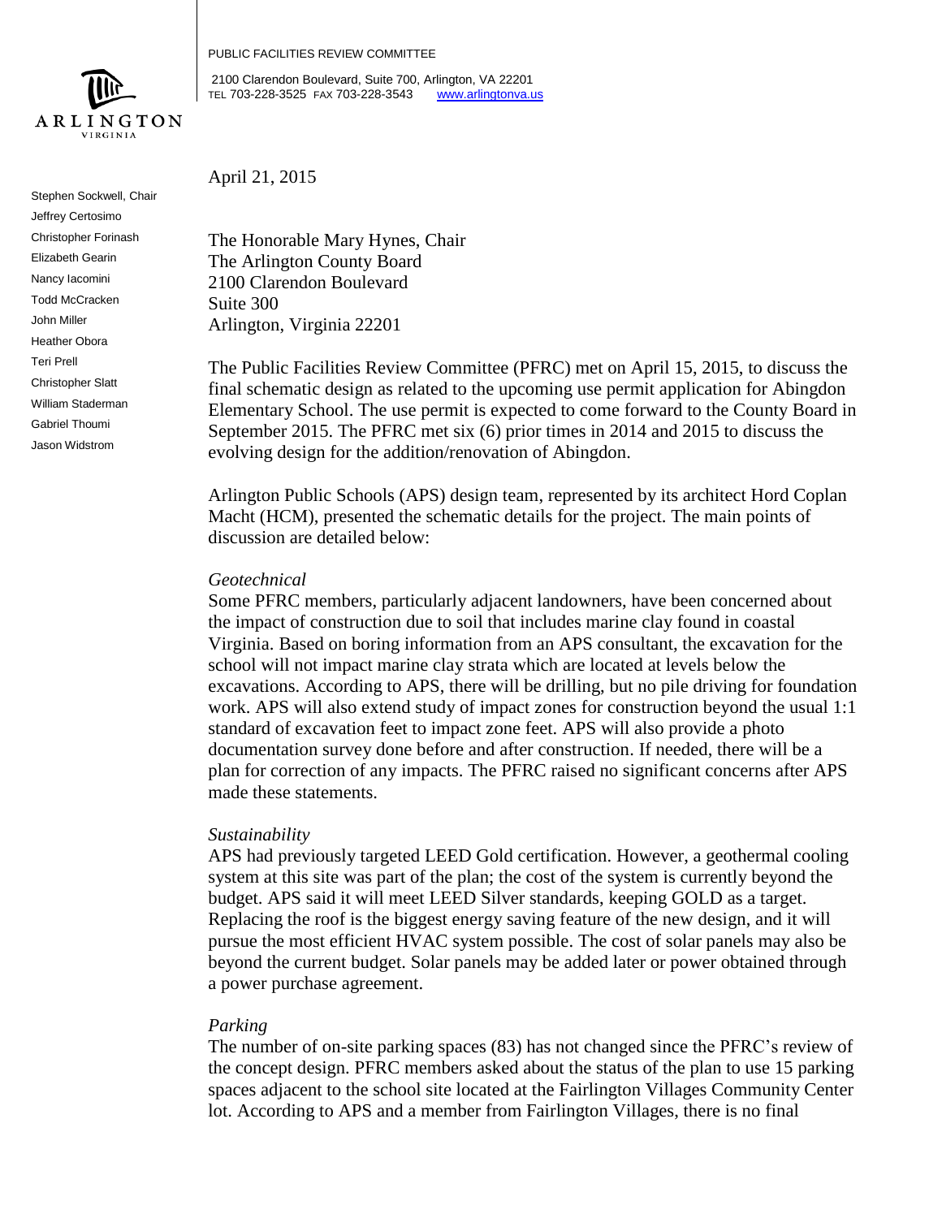PUBLIC FACILITIES REVIEW COMMITTEE

2100 Clarendon Boulevard, Suite 700, Arlington, VA 22201
TEL 703-228-3525 FAX 703-228-3543 www.arlingtonva.us

ARLINGTON
VIRGINIA

Stephen Sockwell, Chair
Jeffrey Certosimo
Christopher Forinash
Elizabeth Gearin
Nancy Iacomini
Todd McCracken
John Miller
Heather Obora
Teri Prell
Christopher Slatt
William Staderman
Gabriel Thoumi
Jason Widstrom

April 21, 2015

The Honorable Mary Hynes, Chair
The Arlington County Board
2100 Clarendon Boulevard
Suite 300
Arlington, Virginia 22201

The Public Facilities Review Committee (PFRC) met on April 15, 2015, to discuss the final schematic design as related to the upcoming use permit application for Abingdon Elementary School. The use permit is expected to come forward to the County Board in September 2015. The PFRC met six (6) prior times in 2014 and 2015 to discuss the evolving design for the addition/renovation of Abingdon.

Arlington Public Schools (APS) design team, represented by its architect Hord Coplan Macht (HCM), presented the schematic details for the project. The main points of discussion are detailed below:

*Geotechnical*

Some PFRC members, particularly adjacent landowners, have been concerned about the impact of construction due to soil that includes marine clay found in coastal Virginia. Based on boring information from an APS consultant, the excavation for the school will not impact marine clay strata which are located at levels below the excavations. According to APS, there will be drilling, but no pile driving for foundation work. APS will also extend study of impact zones for construction beyond the usual 1:1 standard of excavation feet to impact zone feet. APS will also provide a photo documentation survey done before and after construction. If needed, there will be a plan for correction of any impacts. The PFRC raised no significant concerns after APS made these statements.

*Sustainability*

APS had previously targeted LEED Gold certification. However, a geothermal cooling system at this site was part of the plan; the cost of the system is currently beyond the budget. APS said it will meet LEED Silver standards, keeping GOLD as a target. Replacing the roof is the biggest energy saving feature of the new design, and it will pursue the most efficient HVAC system possible. The cost of solar panels may also be beyond the current budget. Solar panels may be added later or power obtained through a power purchase agreement.

*Parking*

The number of on-site parking spaces (83) has not changed since the PFRC's review of the concept design. PFRC members asked about the status of the plan to use 15 parking spaces adjacent to the school site located at the Fairlington Villages Community Center lot. According to APS and a member from Fairlington Villages, there is no final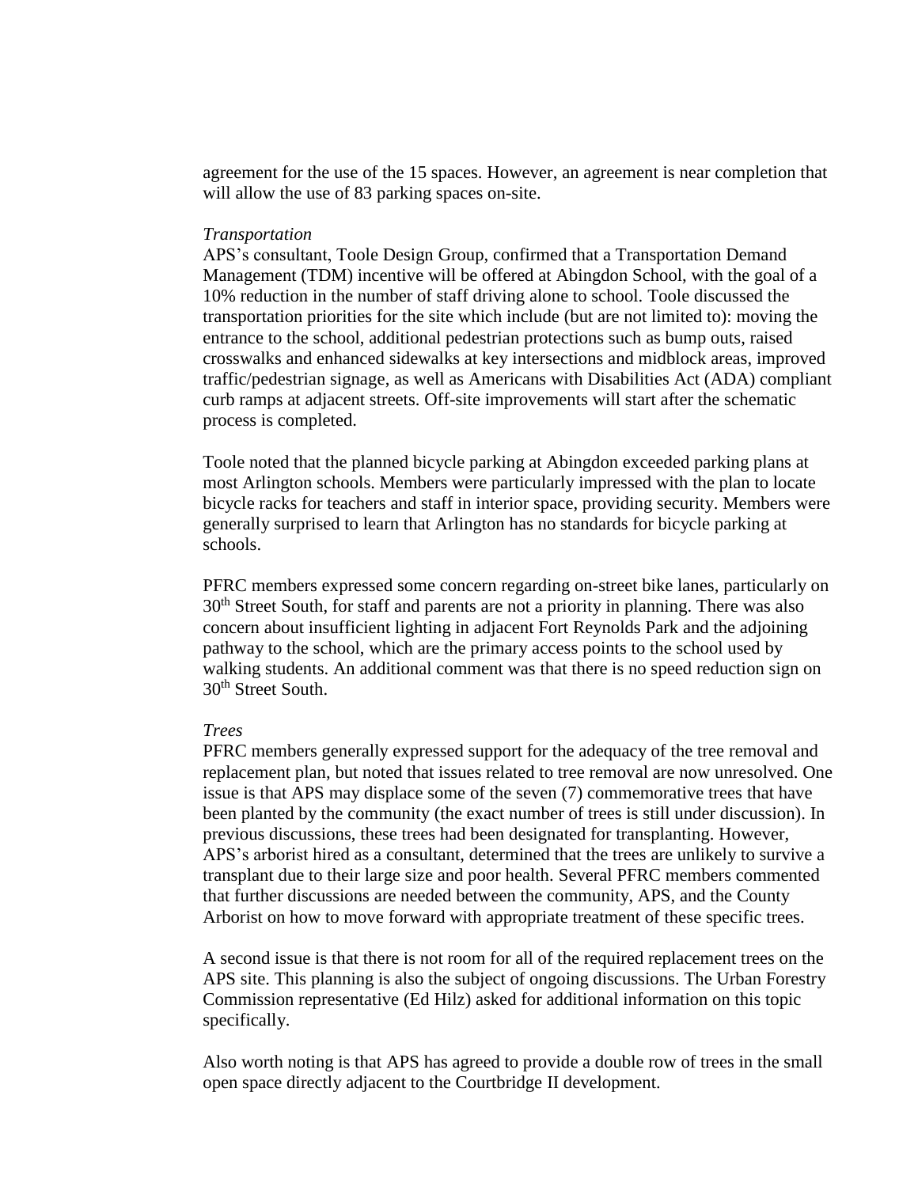agreement for the use of the 15 spaces. However, an agreement is near completion that will allow the use of 83 parking spaces on-site.

*Transportation*

APS's consultant, Toole Design Group, confirmed that a Transportation Demand Management (TDM) incentive will be offered at Abingdon School, with the goal of a 10% reduction in the number of staff driving alone to school. Toole discussed the transportation priorities for the site which include (but are not limited to): moving the entrance to the school, additional pedestrian protections such as bump outs, raised crosswalks and enhanced sidewalks at key intersections and midblock areas, improved traffic/pedestrian signage, as well as Americans with Disabilities Act (ADA) compliant curb ramps at adjacent streets. Off-site improvements will start after the schematic process is completed.

Toole noted that the planned bicycle parking at Abingdon exceeded parking plans at most Arlington schools. Members were particularly impressed with the plan to locate bicycle racks for teachers and staff in interior space, providing security. Members were generally surprised to learn that Arlington has no standards for bicycle parking at schools.

PFRC members expressed some concern regarding on-street bike lanes, particularly on 30th Street South, for staff and parents are not a priority in planning. There was also concern about insufficient lighting in adjacent Fort Reynolds Park and the adjoining pathway to the school, which are the primary access points to the school used by walking students. An additional comment was that there is no speed reduction sign on 30th Street South.

*Trees*

PFRC members generally expressed support for the adequacy of the tree removal and replacement plan, but noted that issues related to tree removal are now unresolved. One issue is that APS may displace some of the seven (7) commemorative trees that have been planted by the community (the exact number of trees is still under discussion). In previous discussions, these trees had been designated for transplanting. However, APS's arborist hired as a consultant, determined that the trees are unlikely to survive a transplant due to their large size and poor health. Several PFRC members commented that further discussions are needed between the community, APS, and the County Arborist on how to move forward with appropriate treatment of these specific trees.

A second issue is that there is not room for all of the required replacement trees on the APS site. This planning is also the subject of ongoing discussions. The Urban Forestry Commission representative (Ed Hilz) asked for additional information on this topic specifically.

Also worth noting is that APS has agreed to provide a double row of trees in the small open space directly adjacent to the Courtbridge II development.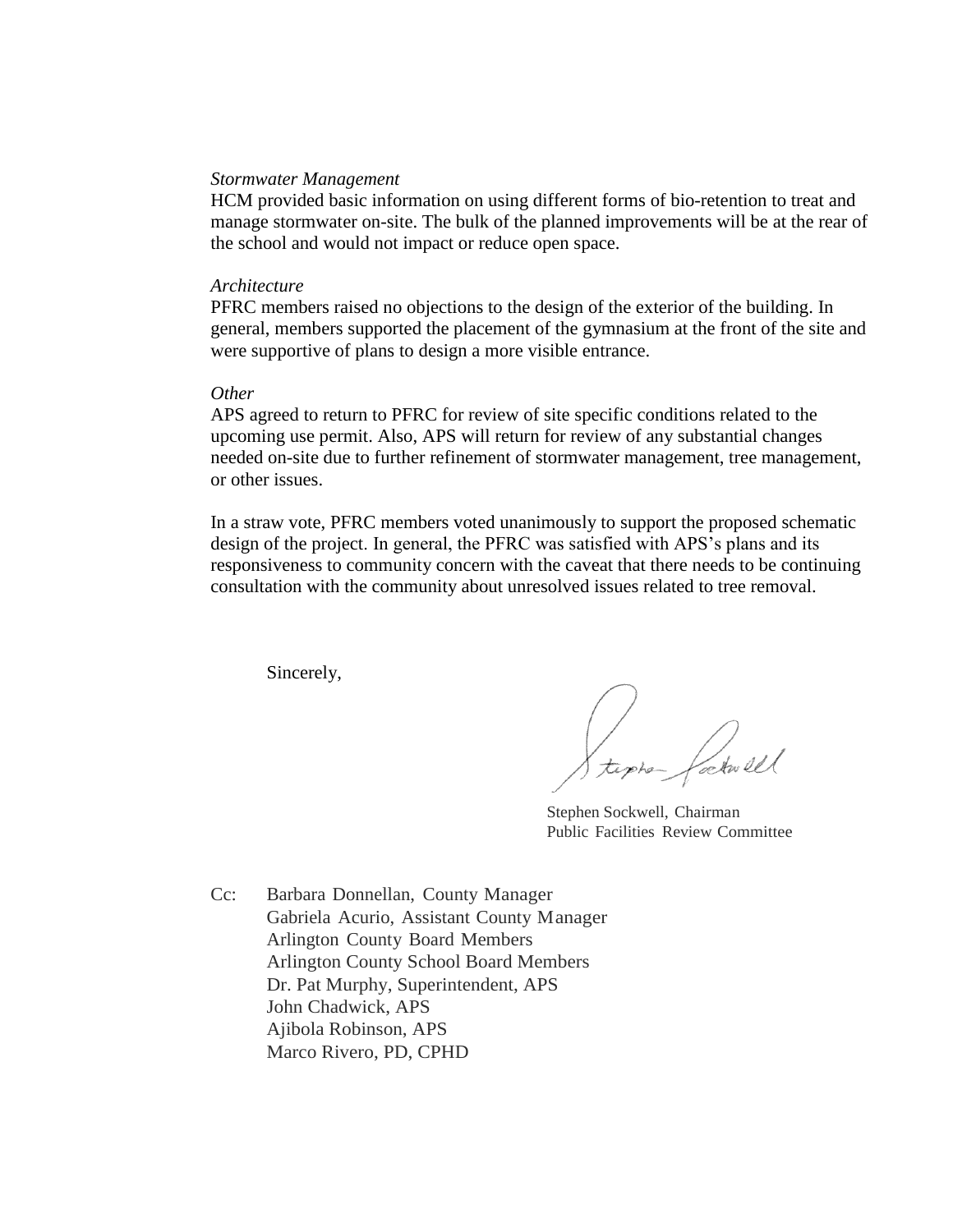*Stormwater Management*

HCM provided basic information on using different forms of bio-retention to treat and manage stormwater on-site. The bulk of the planned improvements will be at the rear of the school and would not impact or reduce open space.

*Architecture*

PFRC members raised no objections to the design of the exterior of the building. In general, members supported the placement of the gymnasium at the front of the site and were supportive of plans to design a more visible entrance.

*Other*

APS agreed to return to PFRC for review of site specific conditions related to the upcoming use permit. Also, APS will return for review of any substantial changes needed on-site due to further refinement of stormwater management, tree management, or other issues.

In a straw vote, PFRC members voted unanimously to support the proposed schematic design of the project. In general, the PFRC was satisfied with APS's plans and its responsiveness to community concern with the caveat that there needs to be continuing consultation with the community about unresolved issues related to tree removal.

Sincerely,

Stephen Sockwell, Chairman
Public Facilities Review Committee

Cc: Barbara Donnellan, County Manager
Gabriela Acurio, Assistant County Manager
Arlington County Board Members
Arlington County School Board Members
Dr. Pat Murphy, Superintendent, APS
John Chadwick, APS
Ajibola Robinson, APS
Marco Rivero, PD, CPHD